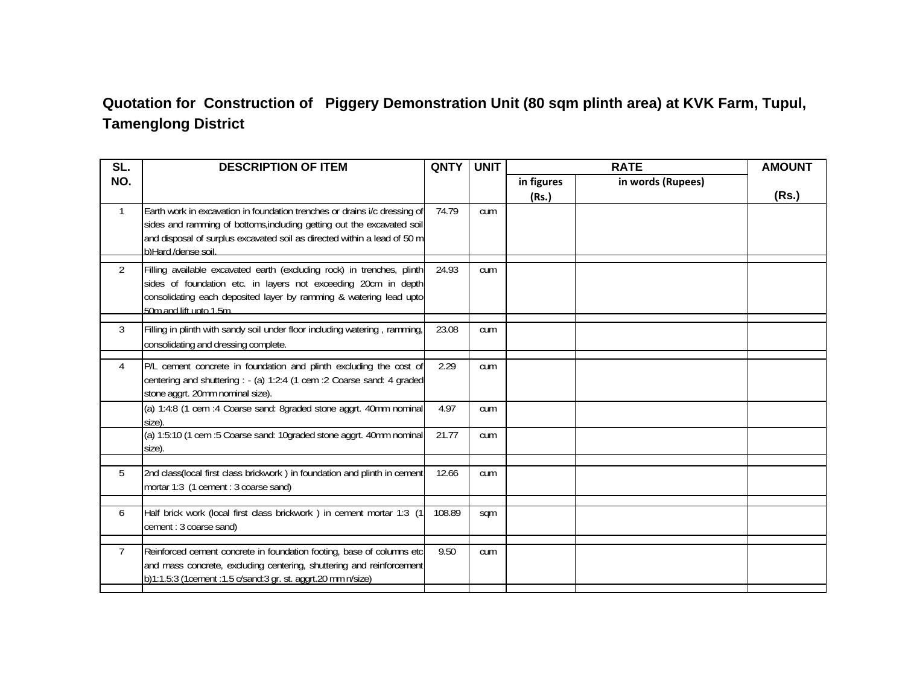**Quotation for Construction of Piggery Demonstration Unit (80 sqm plinth area) at KVK Farm, Tupul, Tamenglong District**

| SL. NO. | DESCRIPTION OF ITEM | QNTY | UNIT | RATE | | AMOUNT (Rs.) |
|---|---|---|---|---|---|---|
| | | | | in figures (Rs.) | in words (Rupees) | |
| 1 | Earth work in excavation in foundation trenches or drains i/c dressing of sides and ramming of bottoms,including getting out the excavated soil and disposal of surplus excavated soil as directed within a lead of 50 m b)Hard /dense soil. | 74.79 | cum | | | |
| 2 | Filling available excavated earth (excluding rock) in trenches, plinth sides of foundation etc. in layers not exceeding 20cm in depth consolidating each deposited layer by ramming & watering lead upto 50m and lift upto 1.5m | 24.93 | cum | | | |
| 3 | Filling in plinth with sandy soil under floor including watering , ramming, consolidating and dressing complete. | 23.08 | cum | | | |
| 4 | P/L cement concrete in foundation and plinth excluding the cost of centering and shuttering : - (a) 1:2:4 (1 cem :2 Coarse sand: 4 graded stone aggrt. 20mm nominal size). | 2.29 | cum | | | |
| | (a) 1:4:8 (1 cem :4 Coarse sand: 8graded stone aggrt. 40mm nominal size). | 4.97 | cum | | | |
| | (a) 1:5:10 (1 cem :5 Coarse sand: 10graded stone aggrt. 40mm nominal size). | 21.77 | cum | | | |
| 5 | 2nd class(local first class brickwork ) in foundation and plinth in cement mortar 1:3 (1 cement : 3 coarse sand) | 12.66 | cum | | | |
| 6 | Half brick work (local first class brickwork ) in cement mortar 1:3 (1 cement : 3 coarse sand) | 108.89 | sqm | | | |
| 7 | Reinforced cement concrete in foundation footing, base of columns etc and mass concrete, excluding centering, shuttering and reinforcement b)1:1.5:3 (1cement :1.5 c/sand:3 gr. st. aggrt.20 mm n/size) | 9.50 | cum | | | |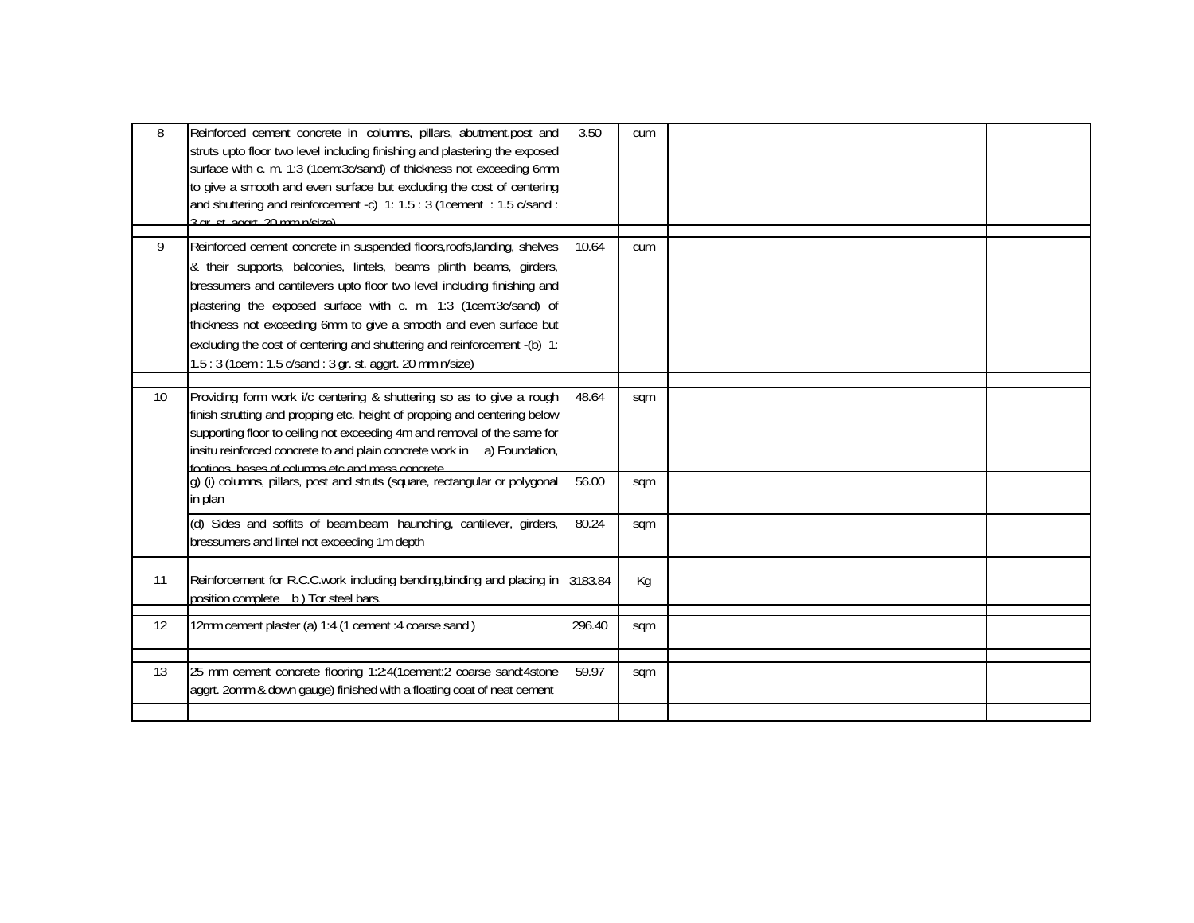| | | | | | | |
|---|---|---|---|---|---|---|
| 8 | Reinforced cement concrete in columns, pillars, abutment,post and struts upto floor two level including finishing and plastering the exposed surface with c. m. 1:3 (1cem:3c/sand) of thickness not exceeding 6mm to give a smooth and even surface but excluding the cost of centering and shuttering and reinforcement -c) 1: 1.5 : 3 (1cement : 1.5 c/sand : 3 gr. st. aggrt. 20 mm n/size) | 3.50 | cum | | | |
| | | | | | | |
| 9 | Reinforced cement concrete in suspended floors,roofs,landing, shelves & their supports, balconies, lintels, beams plinth beams, girders, bressumers and cantilevers upto floor two level including finishing and plastering the exposed surface with c. m. 1:3 (1cem:3c/sand) of thickness not exceeding 6mm to give a smooth and even surface but excluding the cost of centering and shuttering and reinforcement -(b) 1: 1.5 : 3 (1cem : 1.5 c/sand : 3 gr. st. aggrt. 20 mm n/size) | 10.64 | cum | | | |
| | | | | | | |
| 10 | Providing form work i/c centering & shuttering so as to give a rough finish strutting and propping etc. height of propping and centering below supporting floor to ceiling not exceeding 4m and removal of the same for insitu reinforced concrete to and plain concrete work in a) Foundation, footings, bases of columns etc and mass concrete | 48.64 | sqm | | | |
| | g) (i) columns, pillars, post and struts (square, rectangular or polygonal in plan | 56.00 | sqm | | | |
| | (d) Sides and soffits of beam,beam haunching, cantilever, girders, bressumers and lintel not exceeding 1m depth | 80.24 | sqm | | | |
| | | | | | | |
| 11 | Reinforcement for R.C.C.work including bending,binding and placing in position complete b ) Tor steel bars. | 3183.84 | Kg | | | |
| | | | | | | |
| 12 | 12mm cement plaster (a) 1:4 (1 cement :4 coarse sand ) | 296.40 | sqm | | | |
| | | | | | | |
| 13 | 25 mm cement concrete flooring 1:2:4(1cement:2 coarse sand:4stone aggrt. 2omm & down gauge) finished with a floating coat of neat cement | 59.97 | sqm | | | |
| | | | | | | |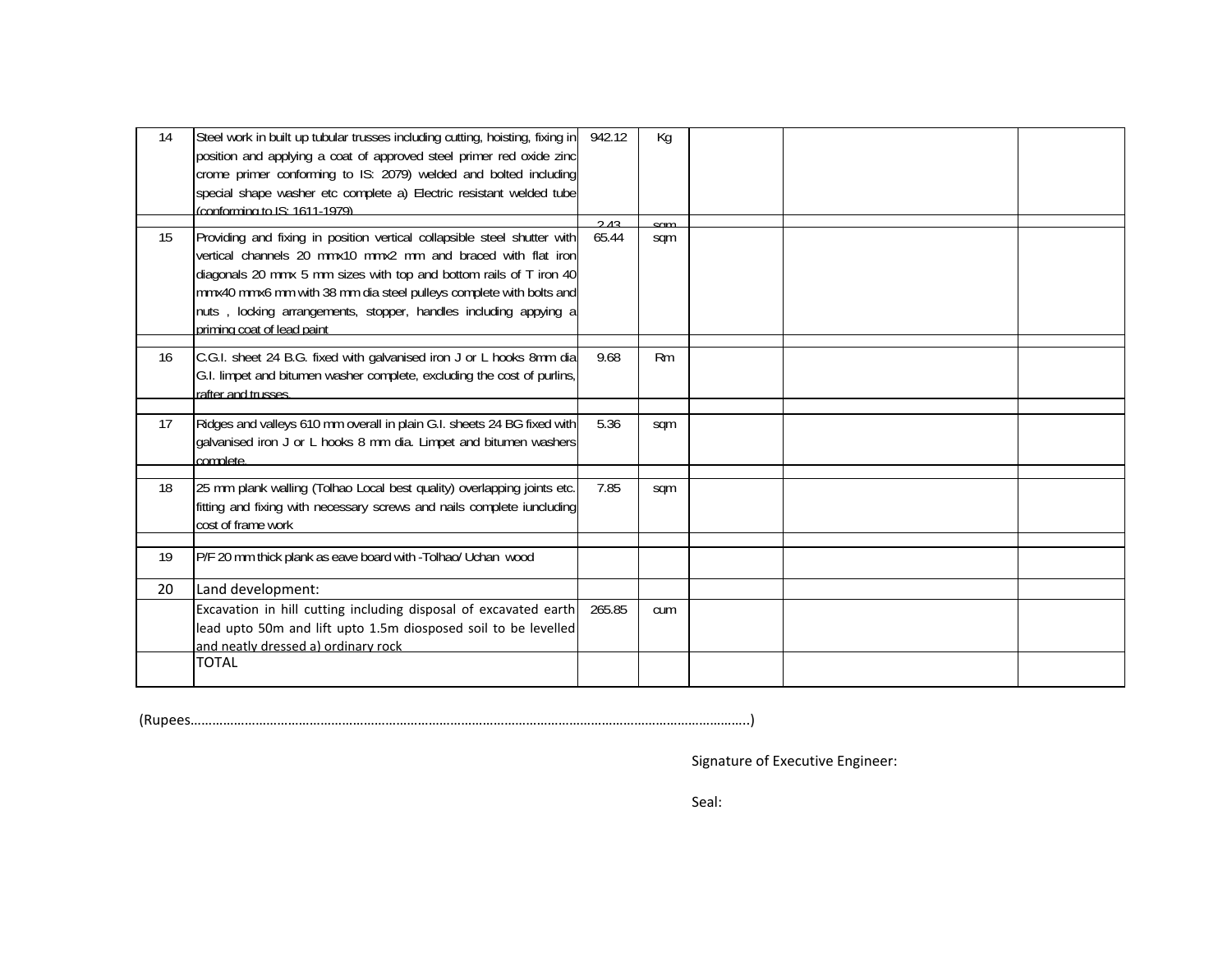| 14 | Steel work in built up tubular trusses including cutting, hoisting, fixing in position and applying a coat of approved steel primer red oxide zinc crome primer conforming to IS: 2079) welded and bolted including special shape washer etc complete a) Electric resistant welded tube (conforming to IS: 1611-1979) | 942.12 | Kg | | | |
|---|---|---|---|---|---|---|
| | | 2.43 | sqm | | | |
| 15 | Providing and fixing in position vertical collapsible steel shutter with vertical channels 20 mmx10 mmx2 mm and braced with flat iron diagonals 20 mmx 5 mm sizes with top and bottom rails of T iron 40 mmx40 mmx6 mm with 38 mm dia steel pulleys complete with bolts and nuts , locking arrangements, stopper, handles including appying a priming coat of lead paint | 65.44 | sqm | | | |
| | | | | | | |
| 16 | C.G.I. sheet 24 B.G. fixed with galvanised iron J or L hooks 8mm dia G.I. limpet and bitumen washer complete, excluding the cost of purlins, rafter and trusses. | 9.68 | Rm | | | |
| | | | | | | |
| 17 | Ridges and valleys 610 mm overall in plain G.I. sheets 24 BG fixed with galvanised iron J or L hooks 8 mm dia. Limpet and bitumen washers complete. | 5.36 | sqm | | | |
| | | | | | | |
| 18 | 25 mm plank walling (Tolhao Local best quality) overlapping joints etc. fitting and fixing with necessary screws and nails complete iuncluding cost of frame work | 7.85 | sqm | | | |
| | | | | | | |
| 19 | P/F 20 mm thick plank as eave board with -Tolhao/ Uchan wood | | | | | |
| 20 | Land development: | | | | | |
| | Excavation in hill cutting including disposal of excavated earth lead upto 50m and lift upto 1.5m diosposed soil to be levelled and neatly dressed a) ordinary rock | 265.85 | cum | | | |
| | TOTAL | | | | | |

(Rupees………………………………………………………………………………………………………………………………………..)

Signature of Executive Engineer:

Seal: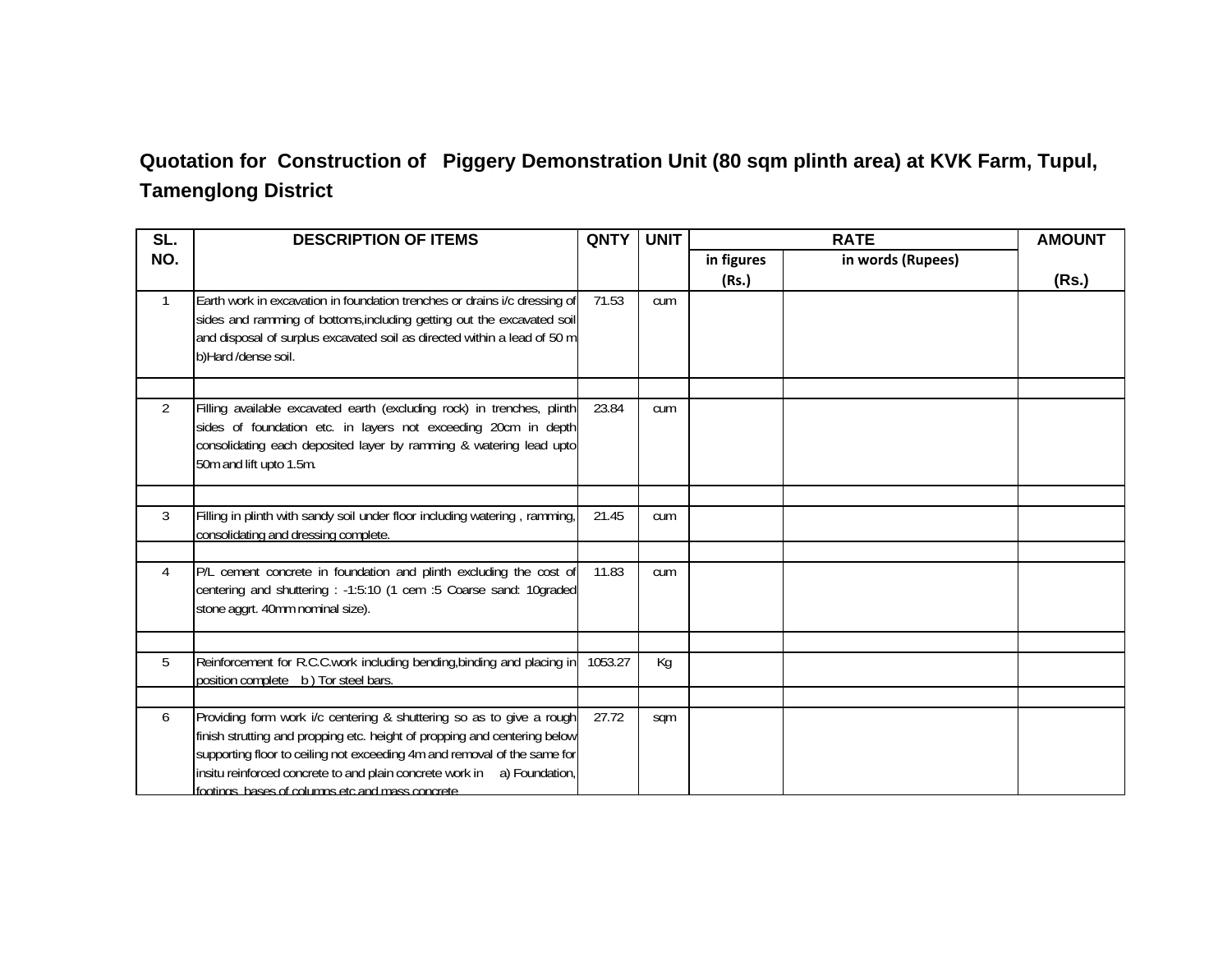**Quotation for Construction of Piggery Demonstration Unit (80 sqm plinth area) at KVK Farm, Tupul, Tamenglong District**

| SL. NO. | DESCRIPTION OF ITEMS | QNTY | UNIT | RATE | | AMOUNT |
|---|---|---|---|---|---|---|
| | | | | in figures (Rs.) | in words (Rupees) | (Rs.) |
| 1 | Earth work in excavation in foundation trenches or drains i/c dressing of sides and ramming of bottoms,including getting out the excavated soil and disposal of surplus excavated soil as directed within a lead of 50 m b)Hard /dense soil. | 71.53 | cum | | | |
| | | | | | | |
| 2 | Filling available excavated earth (excluding rock) in trenches, plinth sides of foundation etc. in layers not exceeding 20cm in depth consolidating each deposited layer by ramming & watering lead upto 50m and lift upto 1.5m. | 23.84 | cum | | | |
| | | | | | | |
| 3 | Filling in plinth with sandy soil under floor including watering , ramming, consolidating and dressing complete. | 21.45 | cum | | | |
| | | | | | | |
| 4 | P/L cement concrete in foundation and plinth excluding the cost of centering and shuttering : -1:5:10 (1 cem :5 Coarse sand: 10graded stone aggrt. 40mm nominal size). | 11.83 | cum | | | |
| | | | | | | |
| 5 | Reinforcement for R.C.C.work including bending,binding and placing in position complete b ) Tor steel bars. | 1053.27 | Kg | | | |
| | | | | | | |
| 6 | Providing form work i/c centering & shuttering so as to give a rough finish strutting and propping etc. height of propping and centering below supporting floor to ceiling not exceeding 4m and removal of the same for insitu reinforced concrete to and plain concrete work in a) Foundation, footings, bases of columns etc and mass concrete | 27.72 | sqm | | | |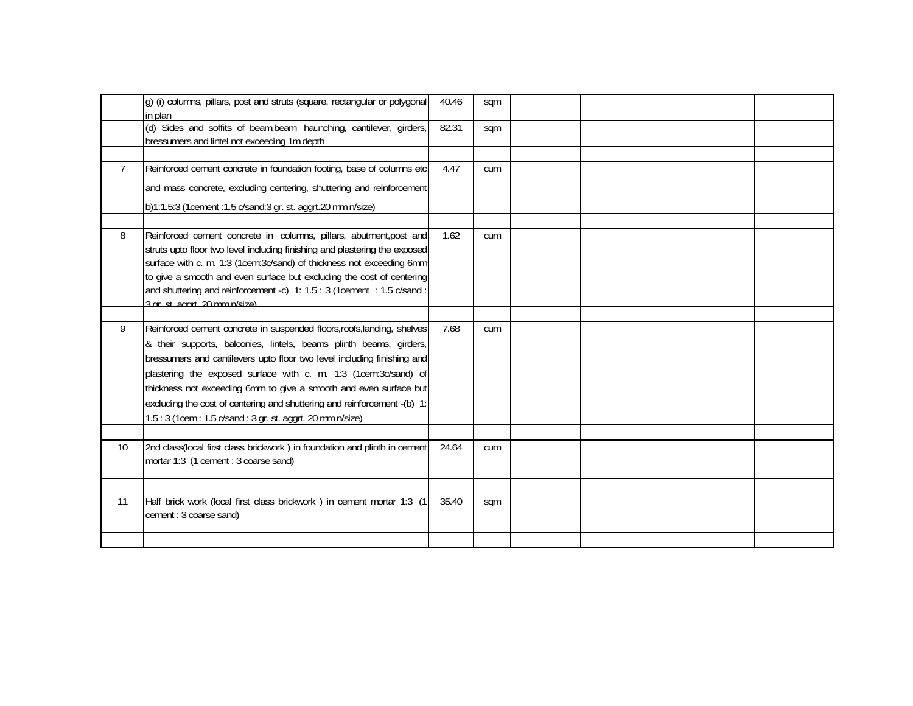| | | | | | | |
|---|---|---|---|---|---|---|
| | g) (i) columns, pillars, post and struts (square, rectangular or polygonal in plan | 40.46 | sqm | | | |
| | (d) Sides and soffits of beam,beam haunching, cantilever, girders, bressumers and lintel not exceeding 1m depth | 82.31 | sqm | | | |
| | | | | | | |
| 7 | Reinforced cement concrete in foundation footing, base of columns etc and mass concrete, excluding centering, shuttering and reinforcement b)1:1.5:3 (1cement :1.5 c/sand:3 gr. st. aggrt.20 mm n/size) | 4.47 | cum | | | |
| | | | | | | |
| 8 | Reinforced cement concrete in columns, pillars, abutment,post and struts upto floor two level including finishing and plastering the exposed surface with c. m. 1:3 (1cem:3c/sand) of thickness not exceeding 6mm to give a smooth and even surface but excluding the cost of centering and shuttering and reinforcement -c) 1: 1.5 : 3 (1cement : 1.5 c/sand : 3 gr. st. aggrt. 20 mm n/size) | 1.62 | cum | | | |
| | | | | | | |
| 9 | Reinforced cement concrete in suspended floors,roofs,landing, shelves & their supports, balconies, lintels, beams plinth beams, girders, bressumers and cantilevers upto floor two level including finishing and plastering the exposed surface with c. m. 1:3 (1cem:3c/sand) of thickness not exceeding 6mm to give a smooth and even surface but excluding the cost of centering and shuttering and reinforcement -(b) 1: 1.5 : 3 (1cem : 1.5 c/sand : 3 gr. st. aggrt. 20 mm n/size) | 7.68 | cum | | | |
| | | | | | | |
| 10 | 2nd class(local first class brickwork ) in foundation and plinth in cement mortar 1:3 (1 cement : 3 coarse sand) | 24.64 | cum | | | |
| | | | | | | |
| 11 | Half brick work (local first class brickwork ) in cement mortar 1:3 (1 cement : 3 coarse sand) | 35.40 | sqm | | | |
| | | | | | | |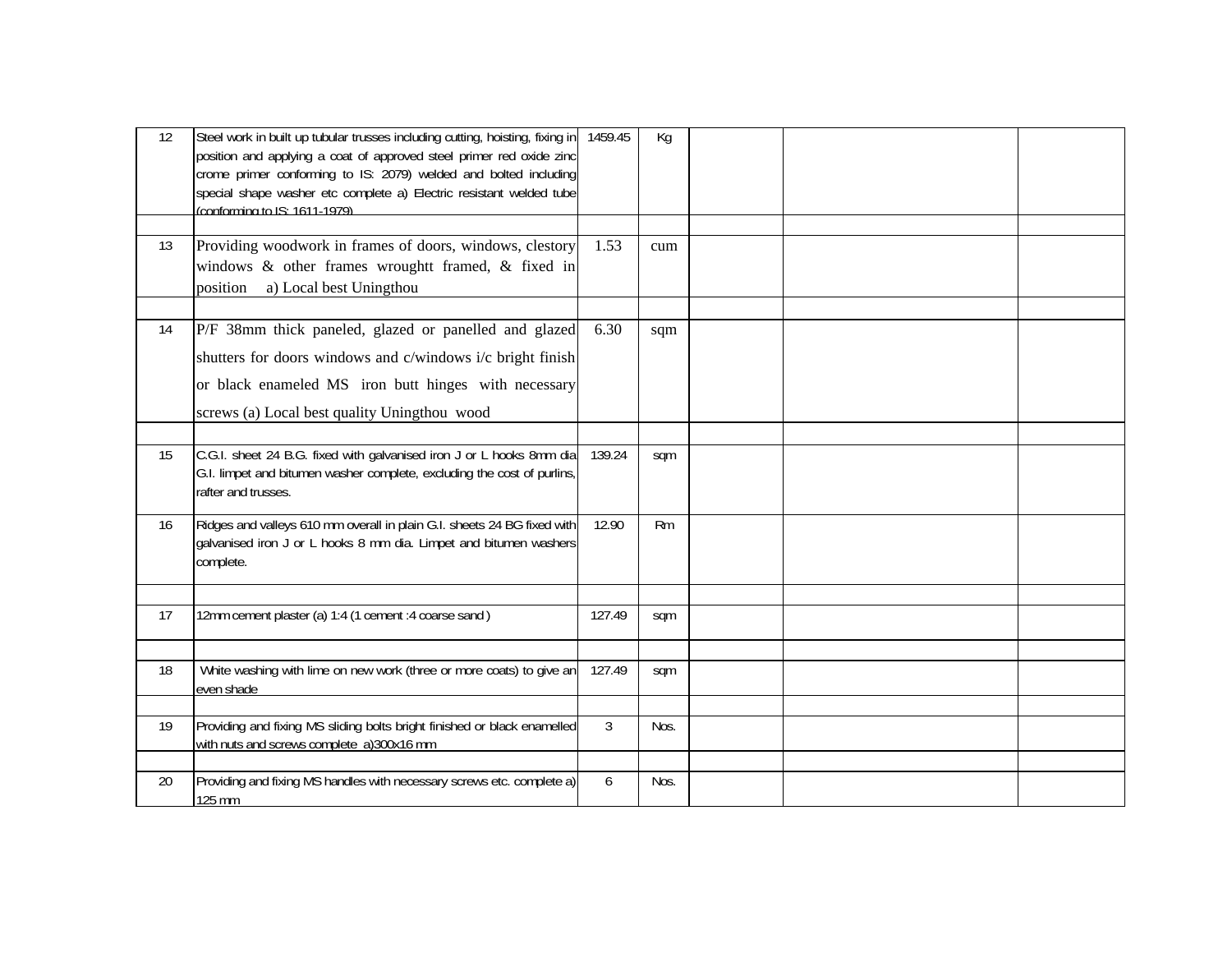| | | | | | | |
|---|---|---|---|---|---|---|
| 12 | Steel work in built up tubular trusses including cutting, hoisting, fixing in position and applying a coat of approved steel primer red oxide zinc crome primer conforming to IS: 2079) welded and bolted including special shape washer etc complete a) Electric resistant welded tube (conforming to IS: 1611-1979) | 1459.45 | Kg | | | |
| | | | | | | |
| 13 | Providing woodwork in frames of doors, windows, clestory windows & other frames wroughtt framed, & fixed in position a) Local best Uningthou | 1.53 | cum | | | |
| | | | | | | |
| 14 | P/F 38mm thick paneled, glazed or panelled and glazed shutters for doors windows and c/windows i/c bright finish or black enameled MS iron butt hinges with necessary screws (a) Local best quality Uningthou wood | 6.30 | sqm | | | |
| | | | | | | |
| 15 | C.G.I. sheet 24 B.G. fixed with galvanised iron J or L hooks 8mm dia G.I. limpet and bitumen washer complete, excluding the cost of purlins, rafter and trusses. | 139.24 | sqm | | | |
| 16 | Ridges and valleys 610 mm overall in plain G.I. sheets 24 BG fixed with galvanised iron J or L hooks 8 mm dia. Limpet and bitumen washers complete. | 12.90 | Rm | | | |
| | | | | | | |
| 17 | 12mm cement plaster (a) 1:4 (1 cement :4 coarse sand ) | 127.49 | sqm | | | |
| | | | | | | |
| 18 | White washing with lime on new work (three or more coats) to give an even shade | 127.49 | sqm | | | |
| | | | | | | |
| 19 | Providing and fixing MS sliding bolts bright finished or black enamelled with nuts and screws complete a)300x16 mm | 3 | Nos. | | | |
| | | | | | | |
| 20 | Providing and fixing MS handles with necessary screws etc. complete a) 125 mm | 6 | Nos. | | | |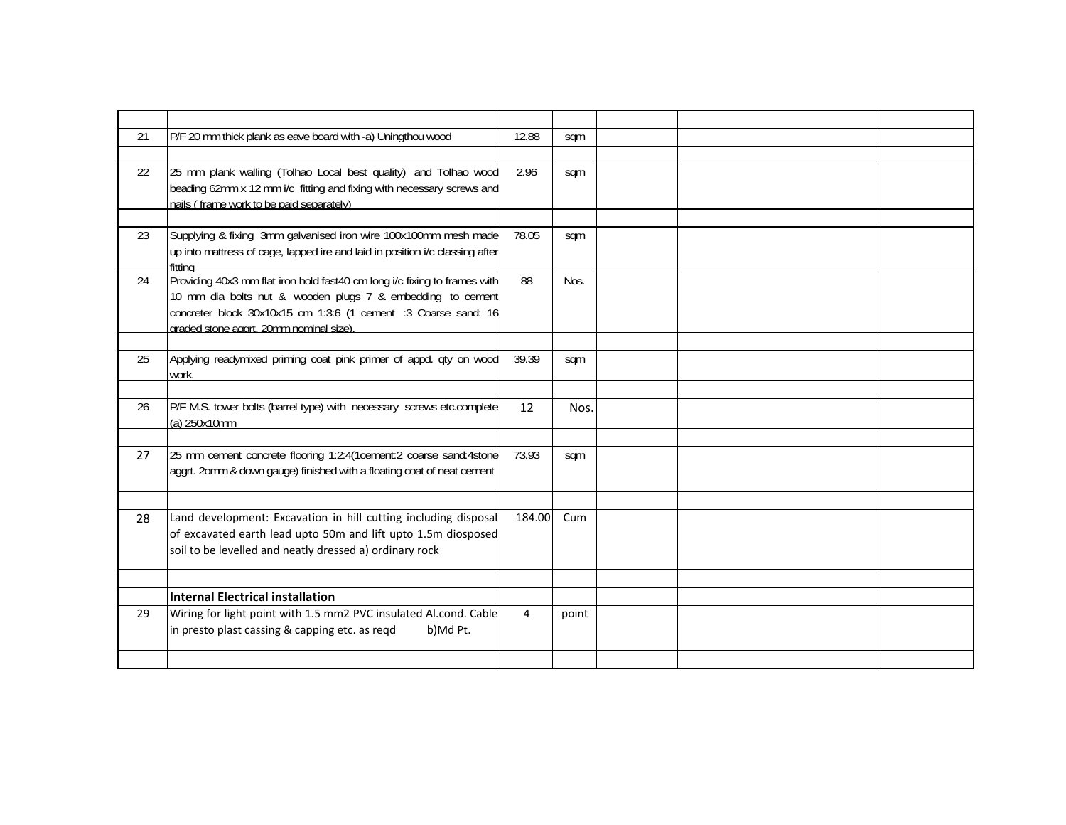| | | | | | | |
|---|---|---|---|---|---|---|
| 21 | P/F 20 mm thick plank as eave board with -a) Uningthou wood | 12.88 | sqm | | | |
| | | | | | | |
| 22 | 25 mm plank walling (Tolhao Local best quality) and Tolhao wood beading 62mm x 12 mm i/c fitting and fixing with necessary screws and nails ( frame work to be paid separately) | 2.96 | sqm | | | |
| | | | | | | |
| 23 | Supplying & fixing 3mm galvanised iron wire 100x100mm mesh made up into mattress of cage, lapped ire and laid in position i/c classing after fitting | 78.05 | sqm | | | |
| 24 | Providing 40x3 mm flat iron hold fast40 cm long i/c fixing to frames with 10 mm dia bolts nut & wooden plugs 7 & embedding to cement concreter block 30x10x15 cm 1:3:6 (1 cement :3 Coarse sand: 16 graded stone aggrt. 20mm nominal size). | 88 | Nos. | | | |
| | | | | | | |
| 25 | Applying readymixed priming coat pink primer of appd. qty on wood work. | 39.39 | sqm | | | |
| | | | | | | |
| 26 | P/F M.S. tower bolts (barrel type) with necessary screws etc.complete (a) 250x10mm | 12 | Nos. | | | |
| | | | | | | |
| 27 | 25 mm cement concrete flooring 1:2:4(1cement:2 coarse sand:4stone aggrt. 2omm & down gauge) finished with a floating coat of neat cement | 73.93 | sqm | | | |
| | | | | | | |
| 28 | Land development: Excavation in hill cutting including disposal of excavated earth lead upto 50m and lift upto 1.5m diosposed soil to be levelled and neatly dressed a) ordinary rock | 184.00 | Cum | | | |
| | | | | | | |
| | **Internal Electrical installation** | | | | | |
| 29 | Wiring for light point with 1.5 mm2 PVC insulated Al.cond. Cable in presto plast cassing & capping etc. as reqd b)Md Pt. | 4 | point | | | |
| | | | | | | |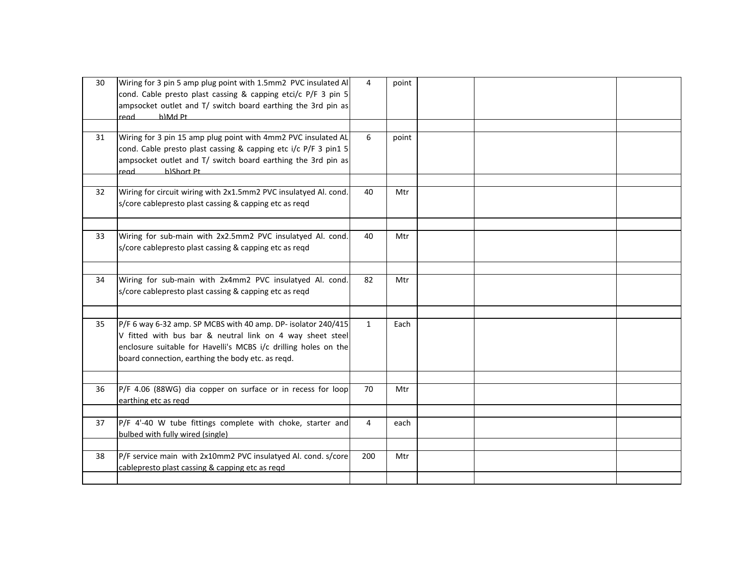| | | | | | | |
|---|---|---|---|---|---|---|
| 30 | Wiring for 3 pin 5 amp plug point with 1.5mm2 PVC insulated Al cond. Cable presto plast cassing & capping etci/c P/F 3 pin 5 ampsocket outlet and T/ switch board earthing the 3rd pin as reqd b)Md Pt | 4 | point | | | |
| | | | | | | |
| 31 | Wiring for 3 pin 15 amp plug point with 4mm2 PVC insulated AL cond. Cable presto plast cassing & capping etc i/c P/F 3 pin1 5 ampsocket outlet and T/ switch board earthing the 3rd pin as reqd b)Short Pt | 6 | point | | | |
| | | | | | | |
| 32 | Wiring for circuit wiring with 2x1.5mm2 PVC insulatyed Al. cond. s/core cablepresto plast cassing & capping etc as reqd | 40 | Mtr | | | |
| | | | | | | |
| 33 | Wiring for sub-main with 2x2.5mm2 PVC insulatyed Al. cond. s/core cablepresto plast cassing & capping etc as reqd | 40 | Mtr | | | |
| | | | | | | |
| 34 | Wiring for sub-main with 2x4mm2 PVC insulatyed Al. cond. s/core cablepresto plast cassing & capping etc as reqd | 82 | Mtr | | | |
| | | | | | | |
| 35 | P/F 6 way 6-32 amp. SP MCBS with 40 amp. DP- isolator 240/415 V fitted with bus bar & neutral link on 4 way sheet steel enclosure suitable for Havelli's MCBS i/c drilling holes on the board connection, earthing the body etc. as reqd. | 1 | Each | | | |
| | | | | | | |
| 36 | P/F 4.06 (88WG) dia copper on surface or in recess for loop earthing etc as reqd | 70 | Mtr | | | |
| | | | | | | |
| 37 | P/F 4'-40 W tube fittings complete with choke, starter and bulbed with fully wired (single) | 4 | each | | | |
| | | | | | | |
| 38 | P/F service main with 2x10mm2 PVC insulatyed Al. cond. s/core cablepresto plast cassing & capping etc as reqd | 200 | Mtr | | | |
| | | | | | | |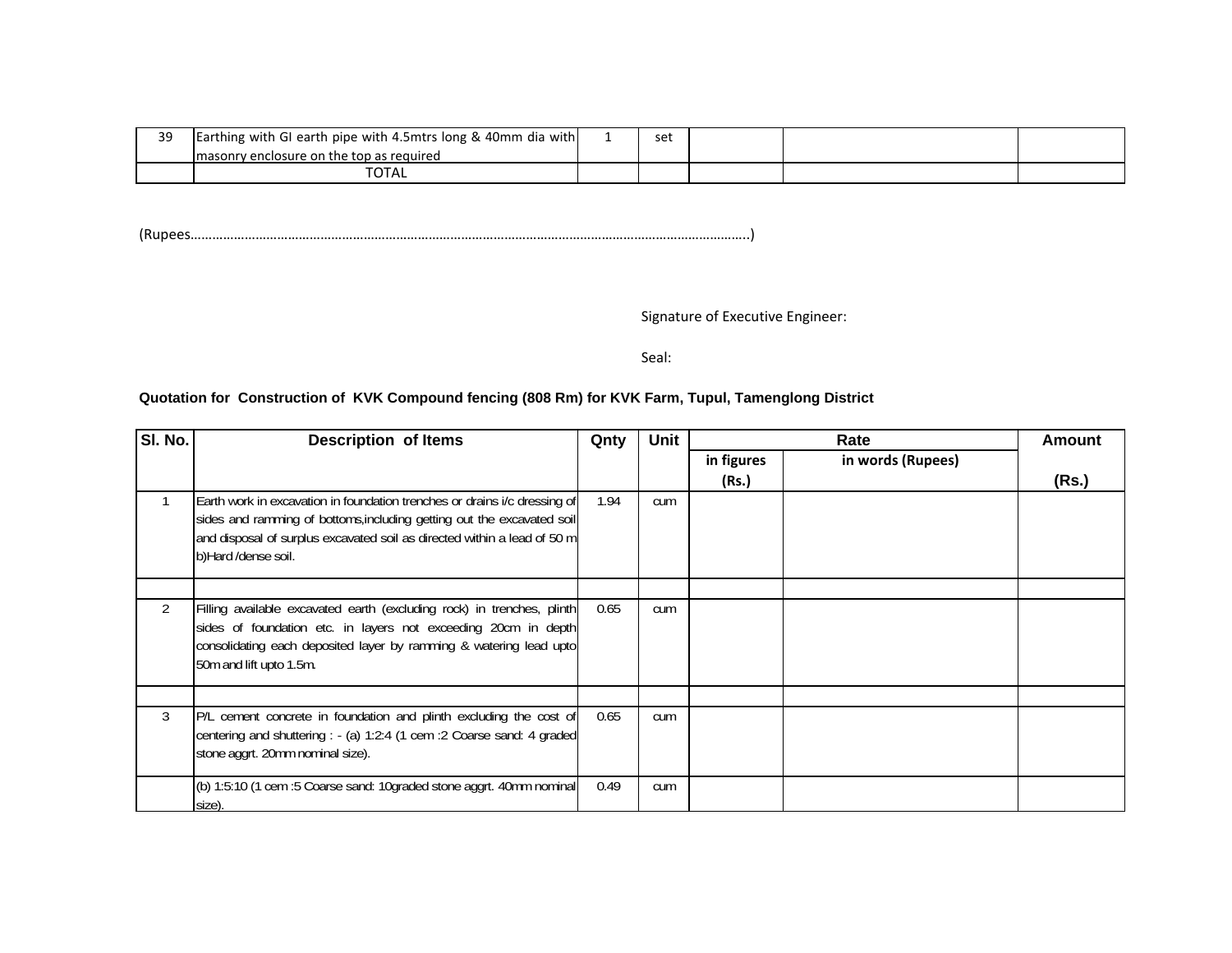| 39 | Earthing with GI earth pipe with 4.5mtrs long & 40mm dia with masonry enclosure on the top as required | 1 | set | | | |
|---|---|---|---|---|---|---|
| | TOTAL | | | | | |

(Rupees……………………………………………………………………………………………………………………………………..)

Signature of Executive Engineer:

Seal:

**Quotation for Construction of KVK Compound fencing (808 Rm) for KVK Farm, Tupul, Tamenglong District**

| Sl. No. | Description of Items | Qnty | Unit | Rate | | Amount |
|---|---|---|---|---|---|---|
| | | | | in figures (Rs.) | in words (Rupees) | (Rs.) |
| 1 | Earth work in excavation in foundation trenches or drains i/c dressing of sides and ramming of bottoms,including getting out the excavated soil and disposal of surplus excavated soil as directed within a lead of 50 m b)Hard /dense soil. | 1.94 | cum | | | |
| | | | | | | |
| 2 | Filling available excavated earth (excluding rock) in trenches, plinth sides of foundation etc. in layers not exceeding 20cm in depth consolidating each deposited layer by ramming & watering lead upto 50m and lift upto 1.5m. | 0.65 | cum | | | |
| | | | | | | |
| 3 | P/L cement concrete in foundation and plinth excluding the cost of centering and shuttering : - (a) 1:2:4 (1 cem :2 Coarse sand: 4 graded stone aggrt. 20mm nominal size). | 0.65 | cum | | | |
| | (b) 1:5:10 (1 cem :5 Coarse sand: 10graded stone aggrt. 40mm nominal size). | 0.49 | cum | | | |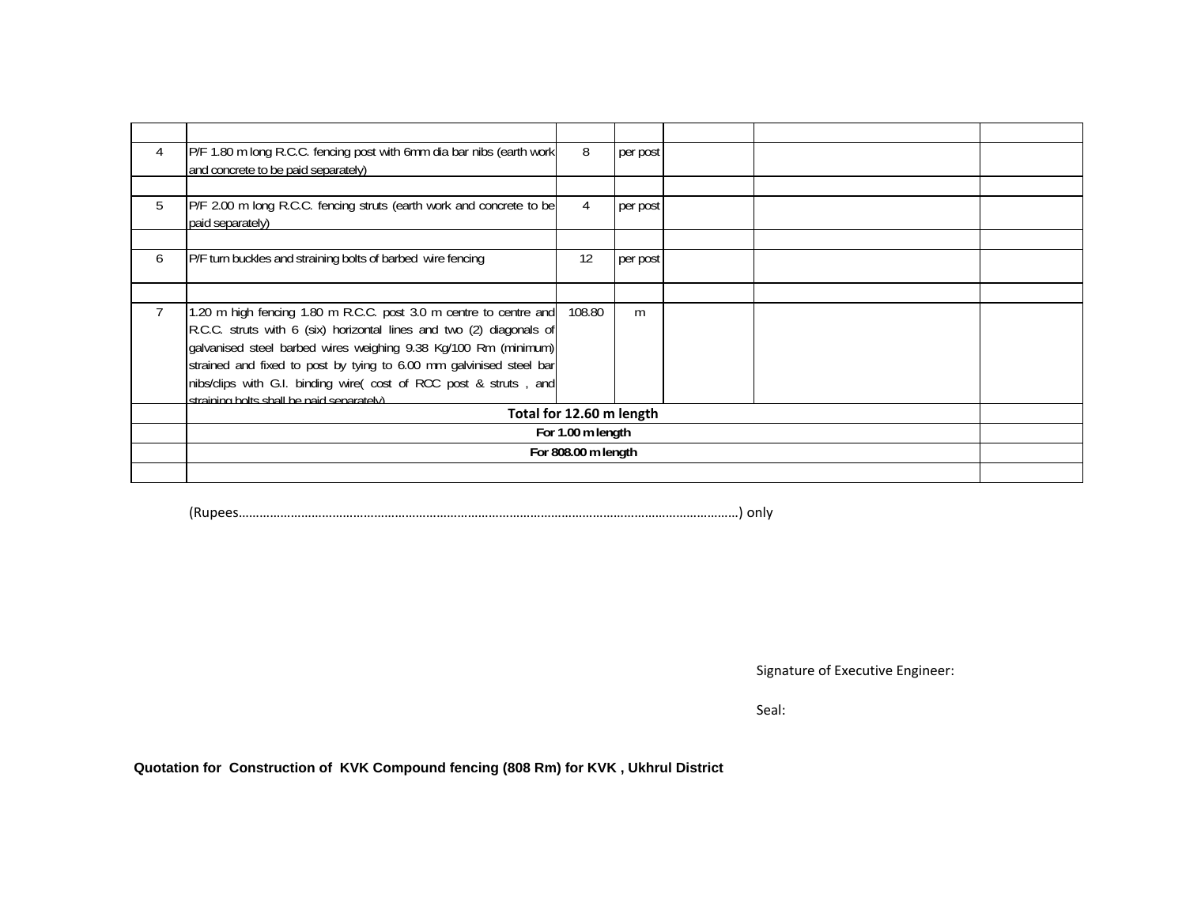| | | | | | | |
|---|---|---|---|---|---|---|
| 4 | P/F 1.80 m long R.C.C. fencing post with 6mm dia bar nibs (earth work and concrete to be paid separately) | 8 | per post | | | |
| | | | | | | |
| 5 | P/F 2.00 m long R.C.C. fencing struts (earth work and concrete to be paid separately) | 4 | per post | | | |
| | | | | | | |
| 6 | P/F turn buckles and straining bolts of barbed wire fencing | 12 | per post | | | |
| | | | | | | |
| 7 | 1.20 m high fencing 1.80 m R.C.C. post 3.0 m centre to centre and R.C.C. struts with 6 (six) horizontal lines and two (2) diagonals of galvanised steel barbed wires weighing 9.38 Kg/100 Rm (minimum) strained and fixed to post by tying to 6.00 mm galvinised steel bar nibs/clips with G.I. binding wire( cost of RCC post & struts , and straining bolts shall be paid separately) | 108.80 | m | | | |
| | **Total for 12.60 m length** | | | | | |
| | **For 1.00 m length** | | | | | |
| | **For 808.00 m length** | | | | | |
| | | | | | | |

(Rupees……………………………………………………………………………………………………………………………………) only

Signature of Executive Engineer:

Seal:

**Quotation for Construction of KVK Compound fencing (808 Rm) for KVK , Ukhrul District**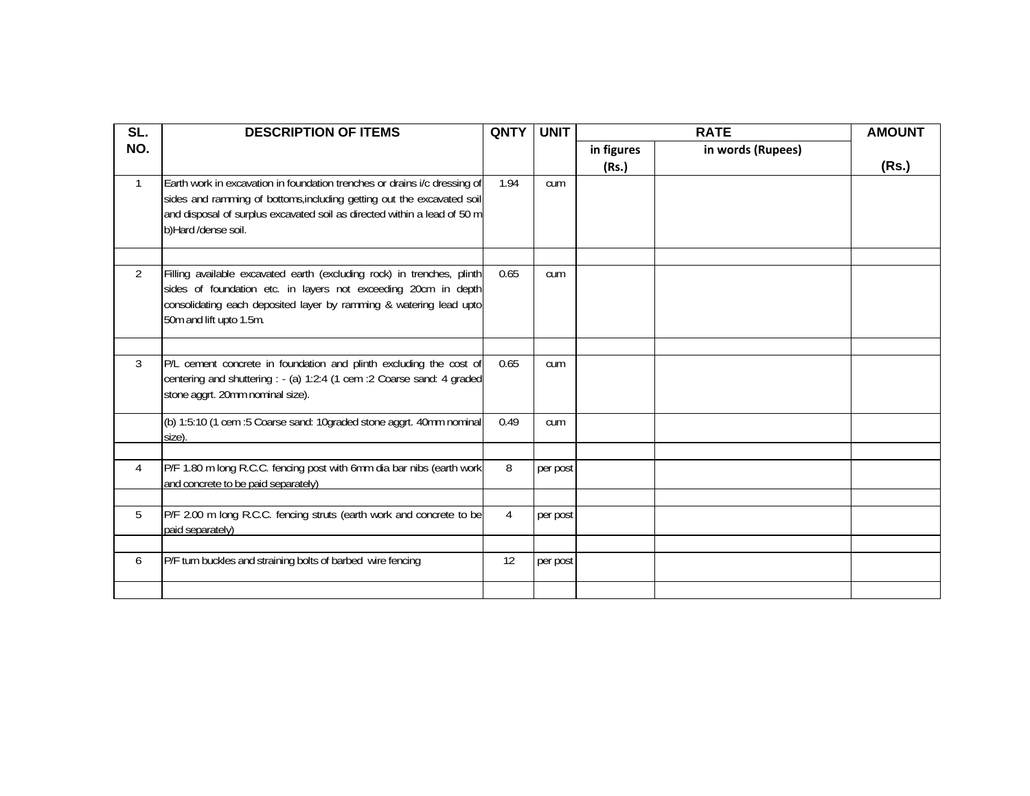| SL. NO. | DESCRIPTION OF ITEMS | QNTY | UNIT | RATE | | AMOUNT |
|---|---|---|---|---|---|---|
| | | | | in figures (Rs.) | in words (Rupees) | (Rs.) |
| 1 | Earth work in excavation in foundation trenches or drains i/c dressing of sides and ramming of bottoms,including getting out the excavated soil and disposal of surplus excavated soil as directed within a lead of 50 m b)Hard /dense soil. | 1.94 | cum | | | |
| | | | | | | |
| 2 | Filling available excavated earth (excluding rock) in trenches, plinth sides of foundation etc. in layers not exceeding 20cm in depth consolidating each deposited layer by ramming & watering lead upto 50m and lift upto 1.5m. | 0.65 | cum | | | |
| | | | | | | |
| 3 | P/L cement concrete in foundation and plinth excluding the cost of centering and shuttering : - (a) 1:2:4 (1 cem :2 Coarse sand: 4 graded stone aggrt. 20mm nominal size). | 0.65 | cum | | | |
| | (b) 1:5:10 (1 cem :5 Coarse sand: 10graded stone aggrt. 40mm nominal size). | 0.49 | cum | | | |
| | | | | | | |
| 4 | P/F 1.80 m long R.C.C. fencing post with 6mm dia bar nibs (earth work and concrete to be paid separately) | 8 | per post | | | |
| | | | | | | |
| 5 | P/F 2.00 m long R.C.C. fencing struts (earth work and concrete to be paid separately) | 4 | per post | | | |
| | | | | | | |
| 6 | P/F turn buckles and straining bolts of barbed wire fencing | 12 | per post | | | |
| | | | | | | |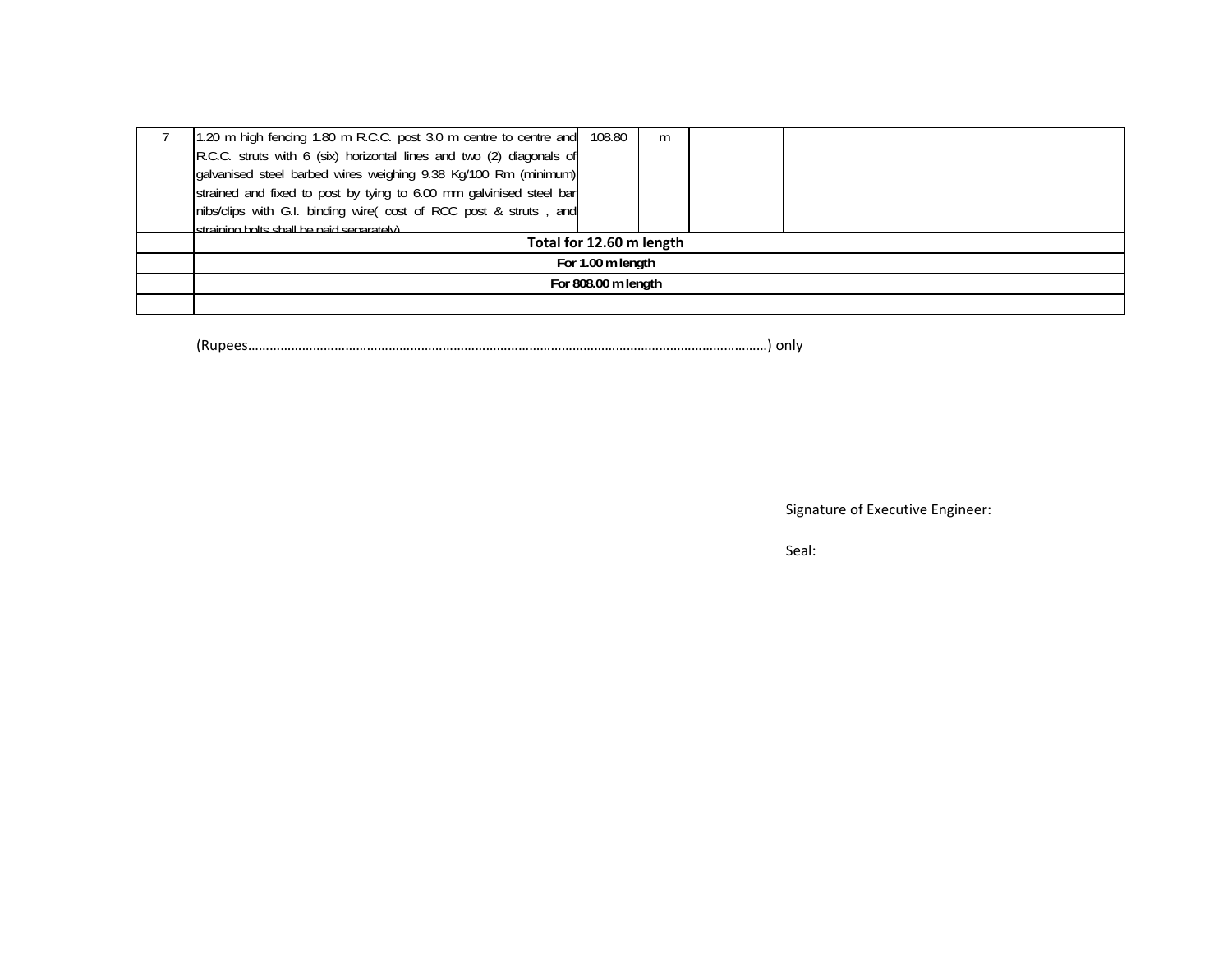| | | | | | | |
|---|---|---|---|---|---|---|
| 7 | 1.20 m high fencing 1.80 m R.C.C. post 3.0 m centre to centre and R.C.C. struts with 6 (six) horizontal lines and two (2) diagonals of galvanised steel barbed wires weighing 9.38 Kg/100 Rm (minimum) strained and fixed to post by tying to 6.00 mm galvinised steel bar nibs/clips with G.I. binding wire( cost of RCC post & struts , and straining bolts shall be paid separately) | 108.80 | m | | | |
| | **Total for 12.60 m length** | | | | | |
| | **For 1.00 m length** | | | | | |
| | **For 808.00 m length** | | | | | |
| | | | | | | |

(Rupees..............................................................................................................................................) only

Signature of Executive Engineer:

Seal: